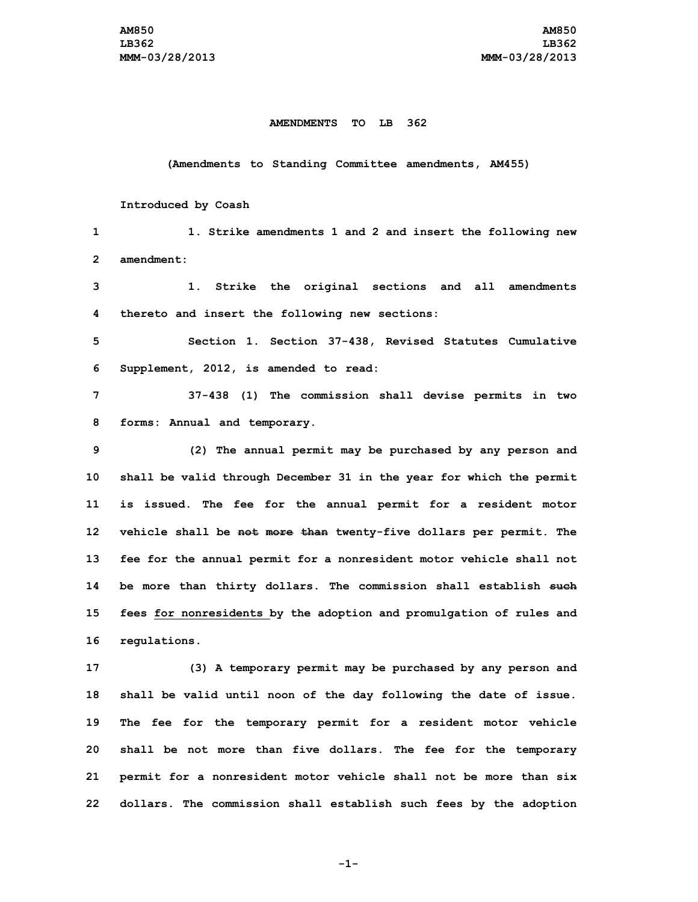**AMENDMENTS TO LB 362**

**(Amendments to Standing Committee amendments, AM455)**

Introduced by Coash

1. Strike amendments 1 and 2 and insert the following new amendment:

1. Strike the original sections and all amendments thereto and insert the following new sections:

Section 1. Section 37-438, Revised Statutes Cumulative Supplement, 2012, is amended to read:

37-438 (1) The commission shall devise permits in two forms: Annual and temporary.

(2) The annual permit may be purchased by any person and shall be valid through December 31 in the year for which the permit is issued. The fee for the annual permit for a resident motor vehicle shall be ~~not more than~~ twenty-five dollars per permit. The fee for the annual permit for a nonresident motor vehicle shall not be more than thirty dollars. The commission shall establish ~~such~~ fees <u>for nonresidents</u> by the adoption and promulgation of rules and regulations.

(3) A temporary permit may be purchased by any person and shall be valid until noon of the day following the date of issue. The fee for the temporary permit for a resident motor vehicle shall be not more than five dollars. The fee for the temporary permit for a nonresident motor vehicle shall not be more than six dollars. The commission shall establish such fees by the adoption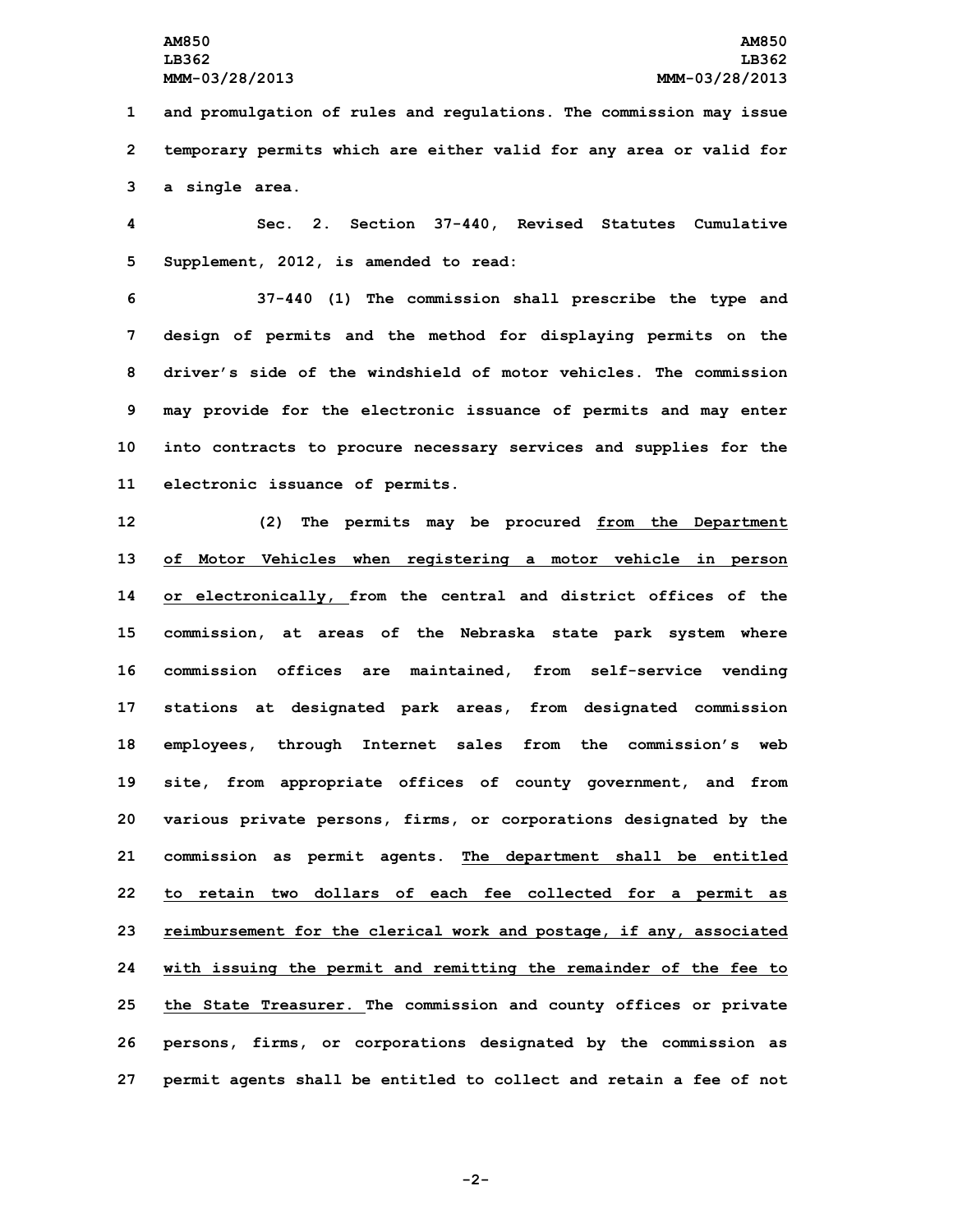and promulgation of rules and regulations. The commission may issue temporary permits which are either valid for any area or valid for a single area.

Sec. 2. Section 37-440, Revised Statutes Cumulative Supplement, 2012, is amended to read:

37-440 (1) The commission shall prescribe the type and design of permits and the method for displaying permits on the driver's side of the windshield of motor vehicles. The commission may provide for the electronic issuance of permits and may enter into contracts to procure necessary services and supplies for the electronic issuance of permits.

(2) The permits may be procured from the Department of Motor Vehicles when registering a motor vehicle in person or electronically, from the central and district offices of the commission, at areas of the Nebraska state park system where commission offices are maintained, from self-service vending stations at designated park areas, from designated commission employees, through Internet sales from the commission's web site, from appropriate offices of county government, and from various private persons, firms, or corporations designated by the commission as permit agents. The department shall be entitled to retain two dollars of each fee collected for a permit as reimbursement for the clerical work and postage, if any, associated with issuing the permit and remitting the remainder of the fee to the State Treasurer. The commission and county offices or private persons, firms, or corporations designated by the commission as permit agents shall be entitled to collect and retain a fee of not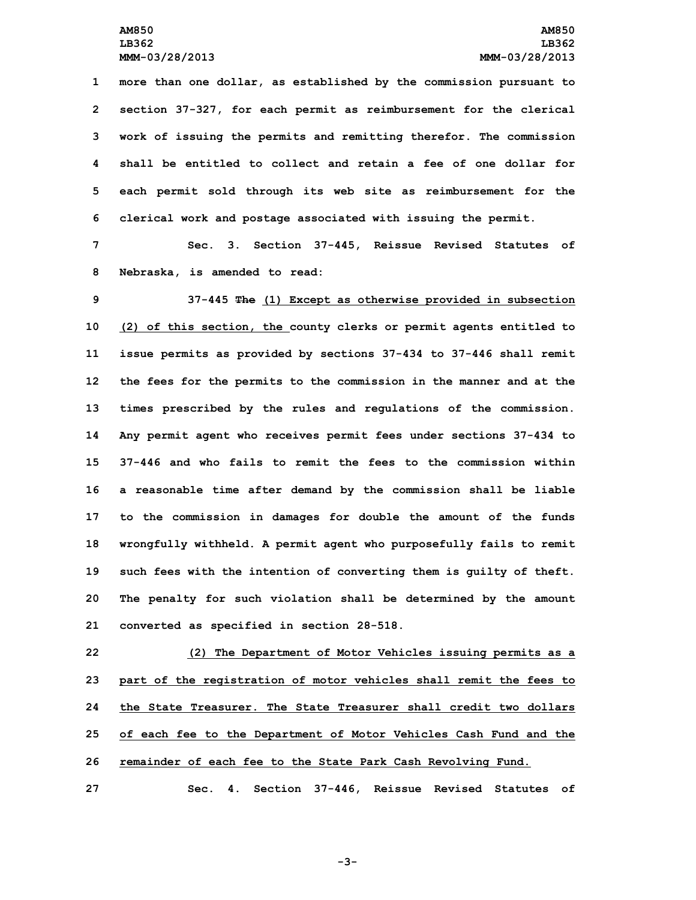more than one dollar, as established by the commission pursuant to section 37-327, for each permit as reimbursement for the clerical work of issuing the permits and remitting therefor. The commission shall be entitled to collect and retain a fee of one dollar for each permit sold through its web site as reimbursement for the clerical work and postage associated with issuing the permit.

Sec. 3. Section 37-445, Reissue Revised Statutes of Nebraska, is amended to read:

37-445 ~~The~~ (1) Except as otherwise provided in subsection (2) of this section, the county clerks or permit agents entitled to issue permits as provided by sections 37-434 to 37-446 shall remit the fees for the permits to the commission in the manner and at the times prescribed by the rules and regulations of the commission. Any permit agent who receives permit fees under sections 37-434 to 37-446 and who fails to remit the fees to the commission within a reasonable time after demand by the commission shall be liable to the commission in damages for double the amount of the funds wrongfully withheld. A permit agent who purposefully fails to remit such fees with the intention of converting them is guilty of theft. The penalty for such violation shall be determined by the amount converted as specified in section 28-518.

(2) The Department of Motor Vehicles issuing permits as a part of the registration of motor vehicles shall remit the fees to the State Treasurer. The State Treasurer shall credit two dollars of each fee to the Department of Motor Vehicles Cash Fund and the remainder of each fee to the State Park Cash Revolving Fund.

Sec. 4. Section 37-446, Reissue Revised Statutes of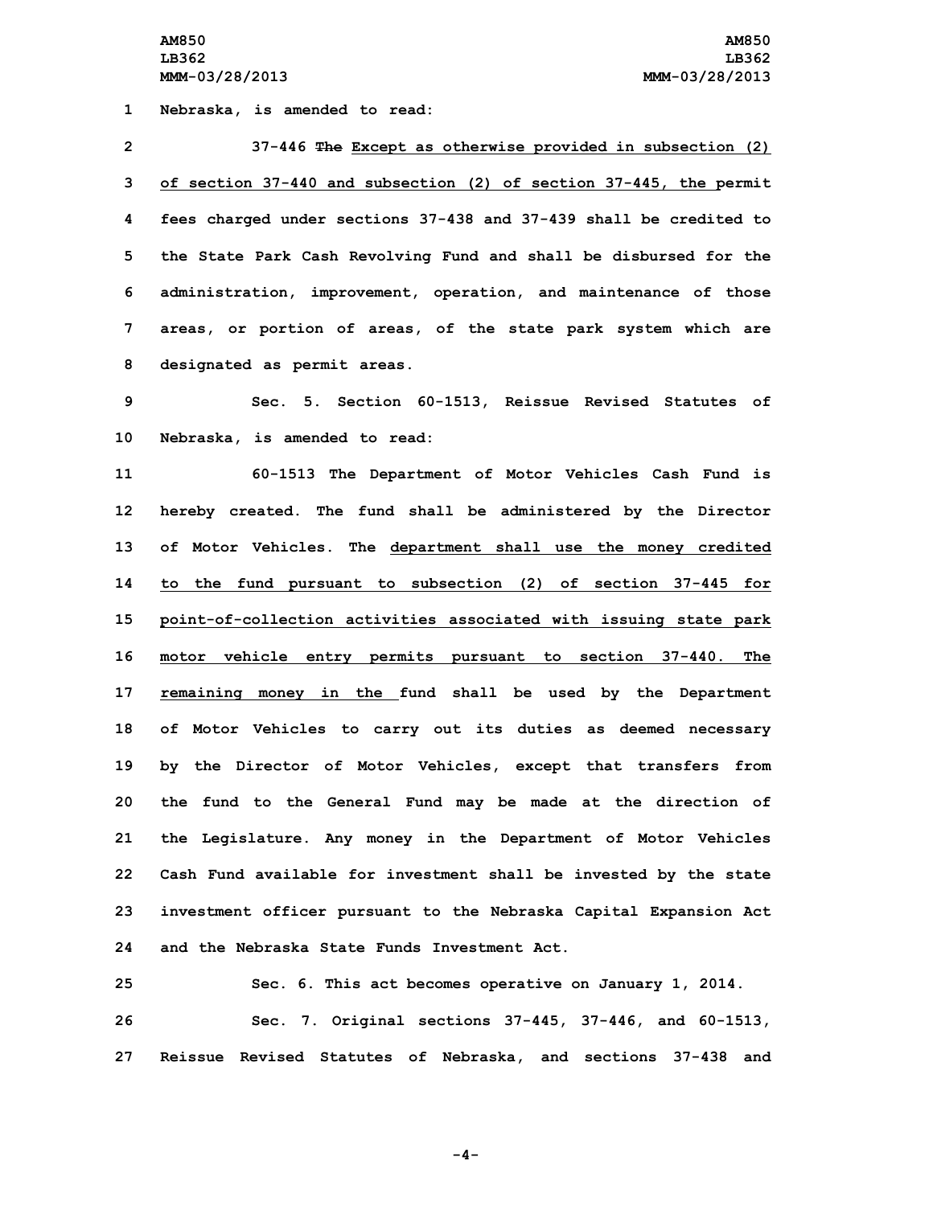1 Nebraska, is amended to read:

2 37-446 ~~The~~ Except as otherwise provided in subsection (2)
3 of section 37-440 and subsection (2) of section 37-445, the permit
4 fees charged under sections 37-438 and 37-439 shall be credited to
5 the State Park Cash Revolving Fund and shall be disbursed for the
6 administration, improvement, operation, and maintenance of those
7 areas, or portion of areas, of the state park system which are
8 designated as permit areas.

9 Sec. 5. Section 60-1513, Reissue Revised Statutes of
10 Nebraska, is amended to read:

11 60-1513 The Department of Motor Vehicles Cash Fund is
12 hereby created. The fund shall be administered by the Director
13 of Motor Vehicles. The department shall use the money credited
14 to the fund pursuant to subsection (2) of section 37-445 for
15 point-of-collection activities associated with issuing state park
16 motor vehicle entry permits pursuant to section 37-440. The
17 remaining money in the fund shall be used by the Department
18 of Motor Vehicles to carry out its duties as deemed necessary
19 by the Director of Motor Vehicles, except that transfers from
20 the fund to the General Fund may be made at the direction of
21 the Legislature. Any money in the Department of Motor Vehicles
22 Cash Fund available for investment shall be invested by the state
23 investment officer pursuant to the Nebraska Capital Expansion Act
24 and the Nebraska State Funds Investment Act.

25 Sec. 6. This act becomes operative on January 1, 2014.

26 Sec. 7. Original sections 37-445, 37-446, and 60-1513,
27 Reissue Revised Statutes of Nebraska, and sections 37-438 and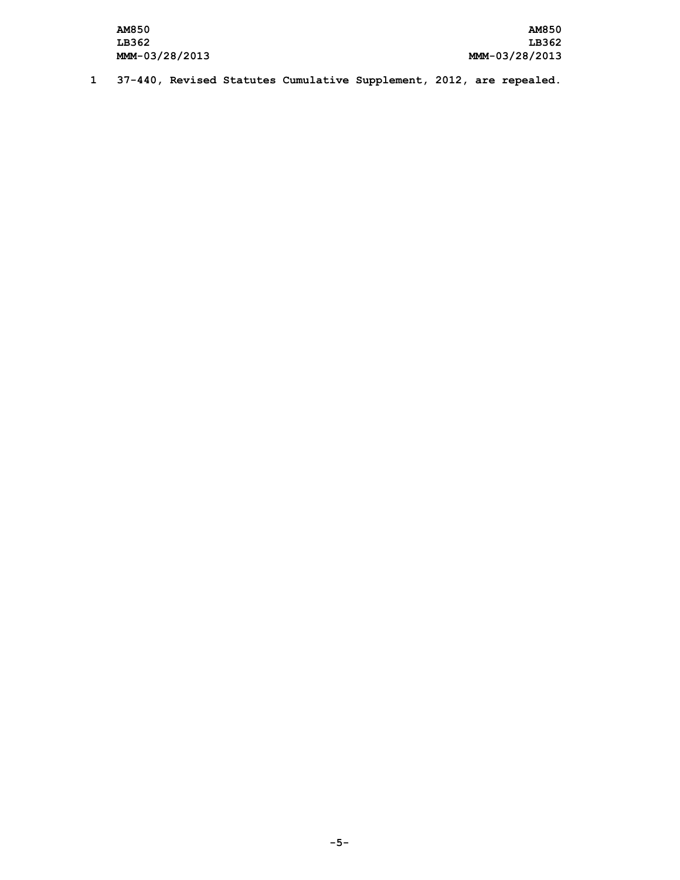37-440, Revised Statutes Cumulative Supplement, 2012, are repealed.